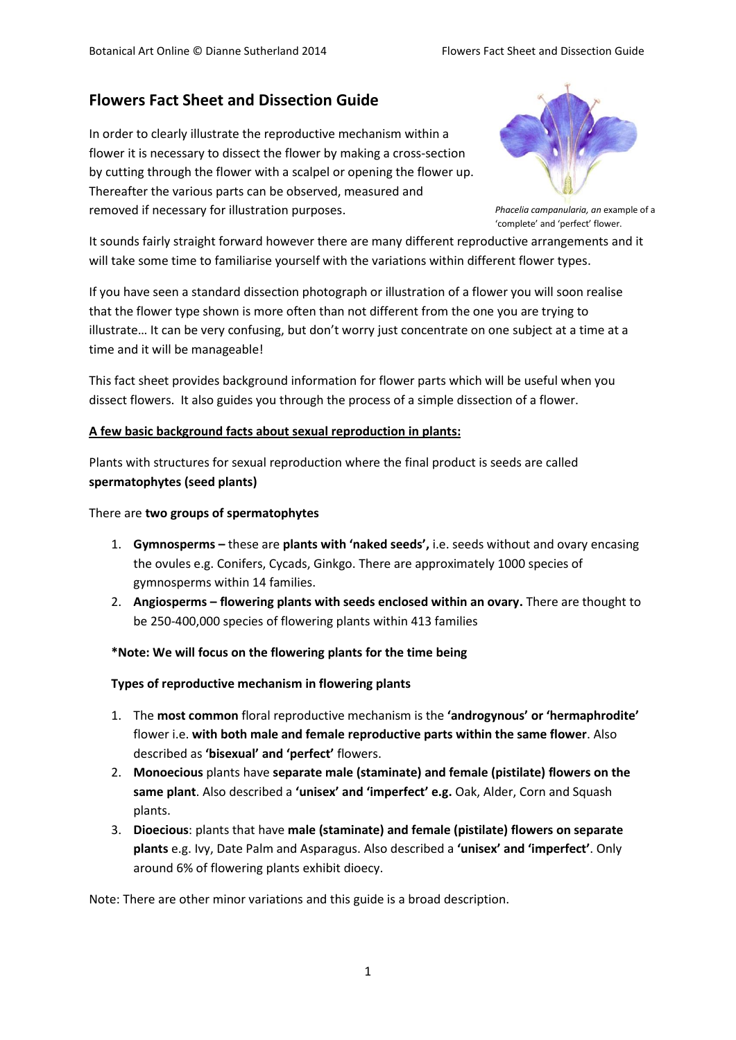# Flowers Fact Sheet and Dissection Guide

In order to clearly illustrate the reproductive mechanism within a flower it is necessary to dissect the flower by making a cross-section by cutting through the flower with a scalpel or opening the flower up. Thereafter the various parts can be observed, measured and removed if necessary for illustration purposes.

*Phacelia campanularia, an* example of a 'complete' and 'perfect' flower.

It sounds fairly straight forward however there are many different reproductive arrangements and it will take some time to familiarise yourself with the variations within different flower types.

If you have seen a standard dissection photograph or illustration of a flower you will soon realise that the flower type shown is more often than not different from the one you are trying to illustrate… It can be very confusing, but don't worry just concentrate on one subject at a time at a time and it will be manageable!

This fact sheet provides background information for flower parts which will be useful when you dissect flowers. It also guides you through the process of a simple dissection of a flower.

**A few basic background facts about sexual reproduction in plants:**

Plants with structures for sexual reproduction where the final product is seeds are called **spermatophytes (seed plants)**

There are **two groups of spermatophytes**

1. **Gymnosperms –** these are **plants with 'naked seeds',** i.e. seeds without and ovary encasing the ovules e.g. Conifers, Cycads, Ginkgo. There are approximately 1000 species of gymnosperms within 14 families.
2. **Angiosperms – flowering plants with seeds enclosed within an ovary.** There are thought to be 250-400,000 species of flowering plants within 413 families

**\*Note: We will focus on the flowering plants for the time being**

**Types of reproductive mechanism in flowering plants**

1. The **most common** floral reproductive mechanism is the **'androgynous' or 'hermaphrodite'** flower i.e. **with both male and female reproductive parts within the same flower**. Also described as **'bisexual' and 'perfect'** flowers.
2. **Monoecious** plants have **separate male (staminate) and female (pistilate) flowers on the same plant**. Also described a **'unisex' and 'imperfect' e.g.** Oak, Alder, Corn and Squash plants.
3. **Dioecious**: plants that have **male (staminate) and female (pistilate) flowers on separate plants** e.g. Ivy, Date Palm and Asparagus. Also described a **'unisex' and 'imperfect'**. Only around 6% of flowering plants exhibit dioecy.

Note: There are other minor variations and this guide is a broad description.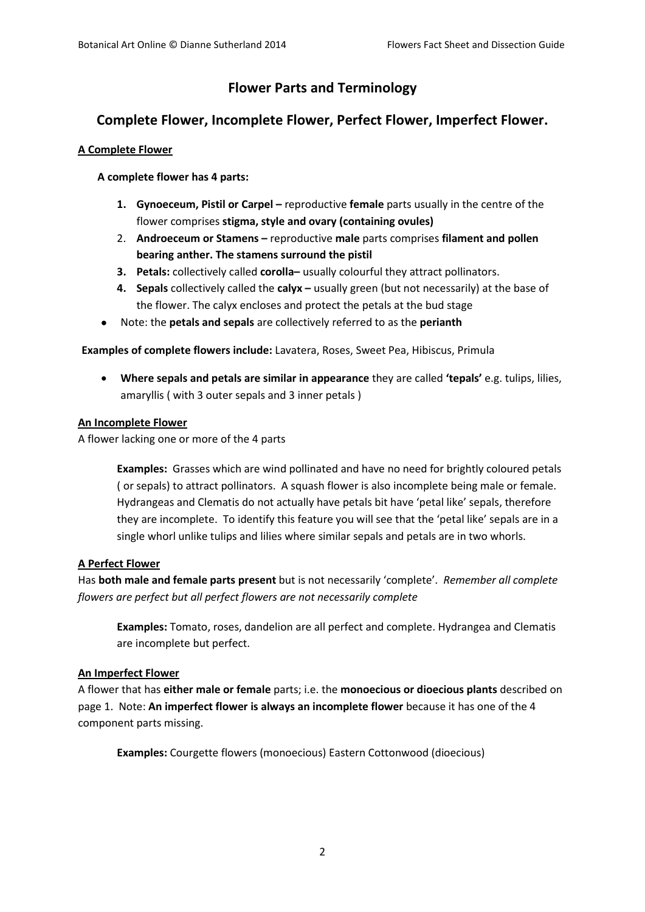# Flower Parts and Terminology

## Complete Flower, Incomplete Flower, Perfect Flower, Imperfect Flower.

### A Complete Flower

**A complete flower has 4 parts:**

1. **Gynoeceum, Pistil or Carpel –** reproductive **female** parts usually in the centre of the flower comprises **stigma, style and ovary (containing ovules)**
2. **Androeceum or Stamens –** reproductive **male** parts comprises **filament and pollen bearing anther. The stamens surround the pistil**
3. **Petals:** collectively called **corolla–** usually colourful they attract pollinators.
4. **Sepals** collectively called the **calyx –** usually green (but not necessarily) at the base of the flower. The calyx encloses and protect the petals at the bud stage

- Note: the **petals and sepals** are collectively referred to as the **perianth**

**Examples of complete flowers include:** Lavatera, Roses, Sweet Pea, Hibiscus, Primula

- **Where sepals and petals are similar in appearance** they are called **'tepals'** e.g. tulips, lilies, amaryllis ( with 3 outer sepals and 3 inner petals )

### An Incomplete Flower

A flower lacking one or more of the 4 parts

**Examples:** Grasses which are wind pollinated and have no need for brightly coloured petals ( or sepals) to attract pollinators. A squash flower is also incomplete being male or female. Hydrangeas and Clematis do not actually have petals bit have 'petal like' sepals, therefore they are incomplete. To identify this feature you will see that the 'petal like' sepals are in a single whorl unlike tulips and lilies where similar sepals and petals are in two whorls.

### A Perfect Flower

Has **both male and female parts present** but is not necessarily 'complete'. *Remember all complete flowers are perfect but all perfect flowers are not necessarily complete*

**Examples:** Tomato, roses, dandelion are all perfect and complete. Hydrangea and Clematis are incomplete but perfect.

### An Imperfect Flower

A flower that has **either male or female** parts; i.e. the **monoecious or dioecious plants** described on page 1. Note: **An imperfect flower is always an incomplete flower** because it has one of the 4 component parts missing.

**Examples:** Courgette flowers (monoecious) Eastern Cottonwood (dioecious)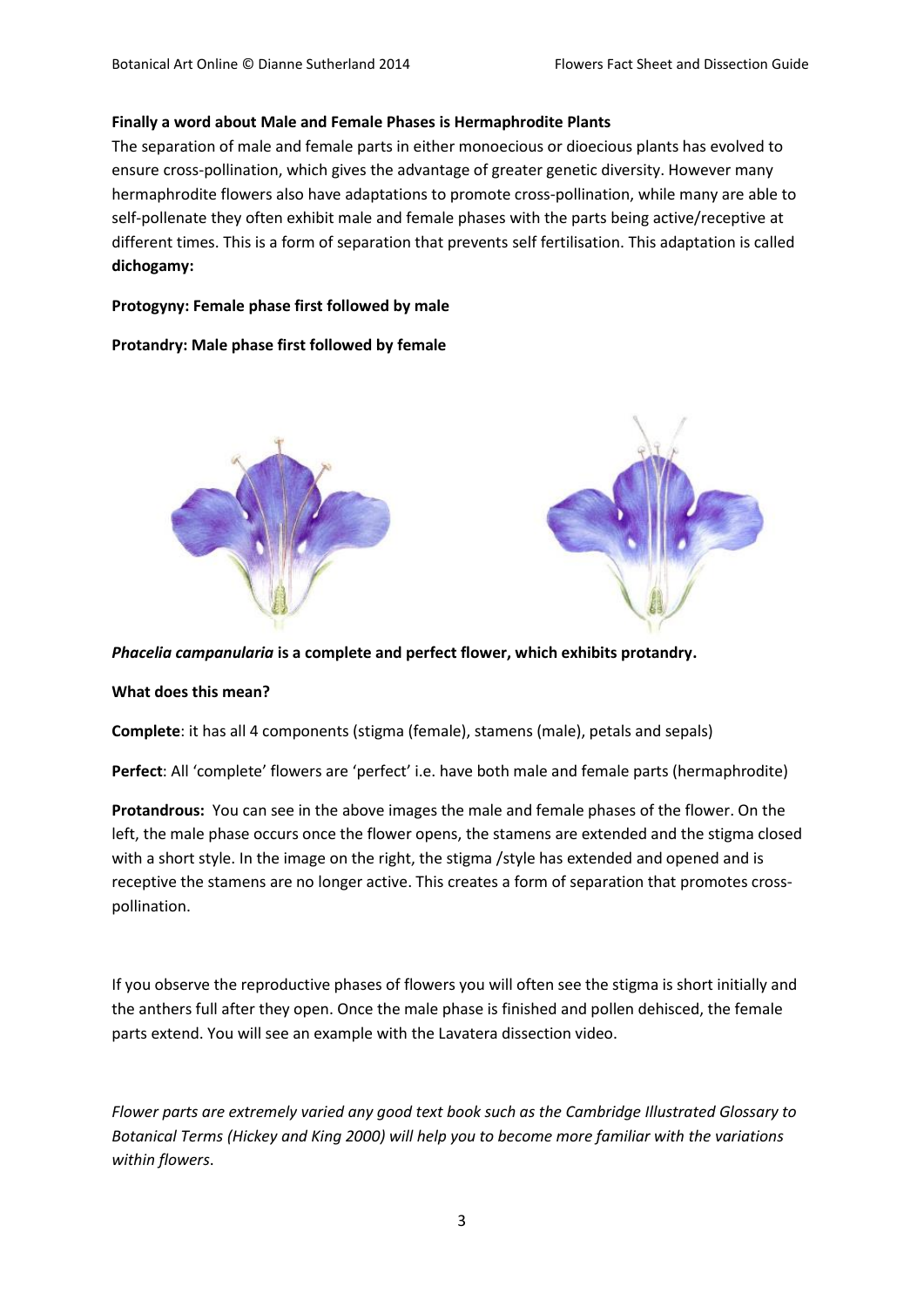**Finally a word about Male and Female Phases is Hermaphrodite Plants**

The separation of male and female parts in either monoecious or dioecious plants has evolved to ensure cross-pollination, which gives the advantage of greater genetic diversity. However many hermaphrodite flowers also have adaptations to promote cross-pollination, while many are able to self-pollenate they often exhibit male and female phases with the parts being active/receptive at different times. This is a form of separation that prevents self fertilisation. This adaptation is called **dichogamy:**

**Protogyny: Female phase first followed by male**

**Protandry: Male phase first followed by female**

***Phacelia campanularia* is a complete and perfect flower, which exhibits protandry.**

**What does this mean?**

**Complete**: it has all 4 components (stigma (female), stamens (male), petals and sepals)

**Perfect**: All 'complete' flowers are 'perfect' i.e. have both male and female parts (hermaphrodite)

**Protandrous:** You can see in the above images the male and female phases of the flower. On the left, the male phase occurs once the flower opens, the stamens are extended and the stigma closed with a short style. In the image on the right, the stigma /style has extended and opened and is receptive the stamens are no longer active. This creates a form of separation that promotes cross-pollination.

If you observe the reproductive phases of flowers you will often see the stigma is short initially and the anthers full after they open. Once the male phase is finished and pollen dehisced, the female parts extend. You will see an example with the Lavatera dissection video.

*Flower parts are extremely varied any good text book such as the Cambridge Illustrated Glossary to Botanical Terms (Hickey and King 2000) will help you to become more familiar with the variations within flowers*.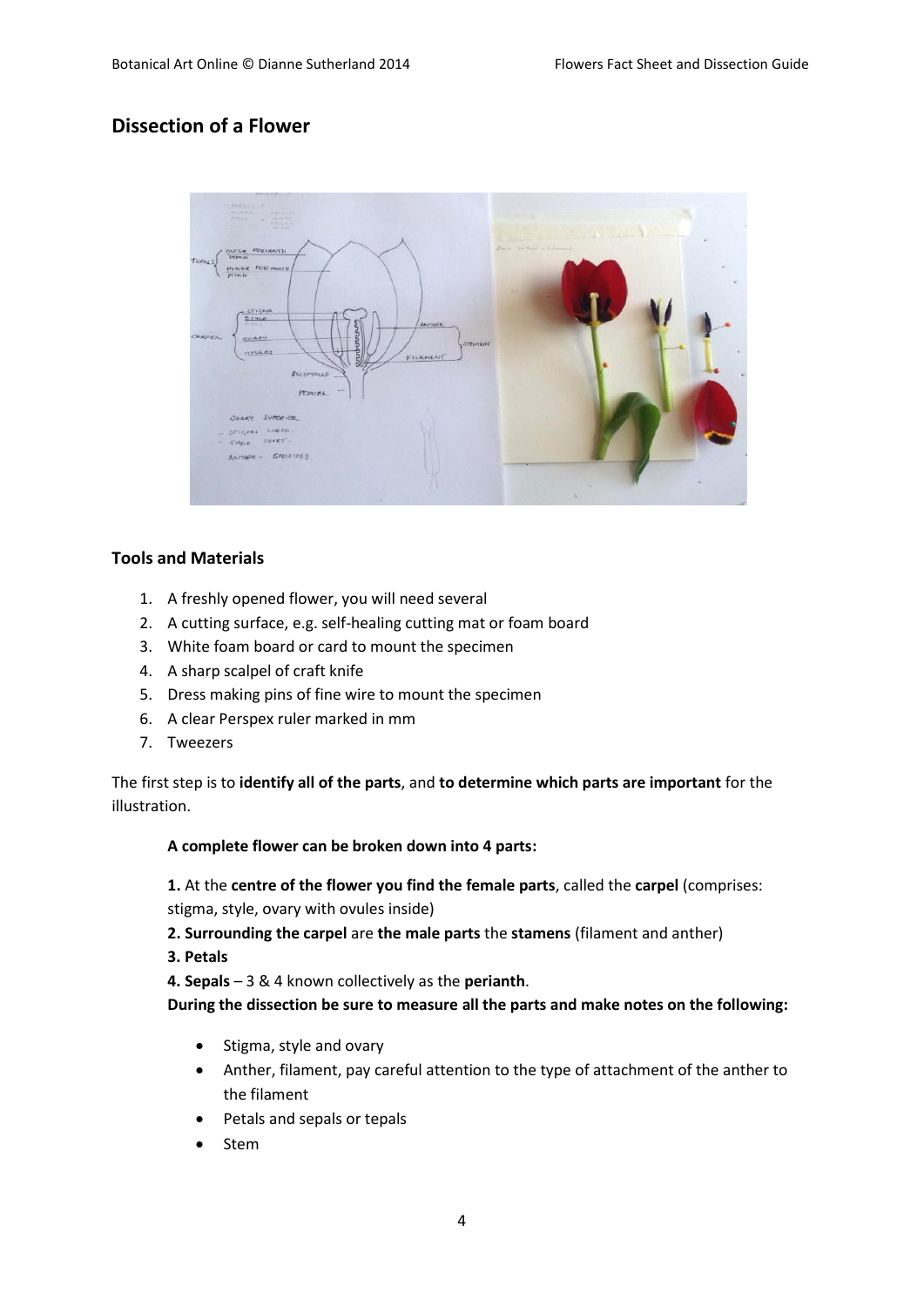## Dissection of a Flower

### Tools and Materials

1. A freshly opened flower, you will need several
2. A cutting surface, e.g. self-healing cutting mat or foam board
3. White foam board or card to mount the specimen
4. A sharp scalpel of craft knife
5. Dress making pins of fine wire to mount the specimen
6. A clear Perspex ruler marked in mm
7. Tweezers

The first step is to **identify all of the parts**, and **to determine which parts are important** for the illustration.

**A complete flower can be broken down into 4 parts:**

**1.** At the **centre of the flower you find the female parts**, called the **carpel** (comprises: stigma, style, ovary with ovules inside)
**2. Surrounding the carpel** are **the male parts** the **stamens** (filament and anther)
**3. Petals**
**4. Sepals** – 3 & 4 known collectively as the **perianth**.
**During the dissection be sure to measure all the parts and make notes on the following:**

- Stigma, style and ovary
- Anther, filament, pay careful attention to the type of attachment of the anther to the filament
- Petals and sepals or tepals
- Stem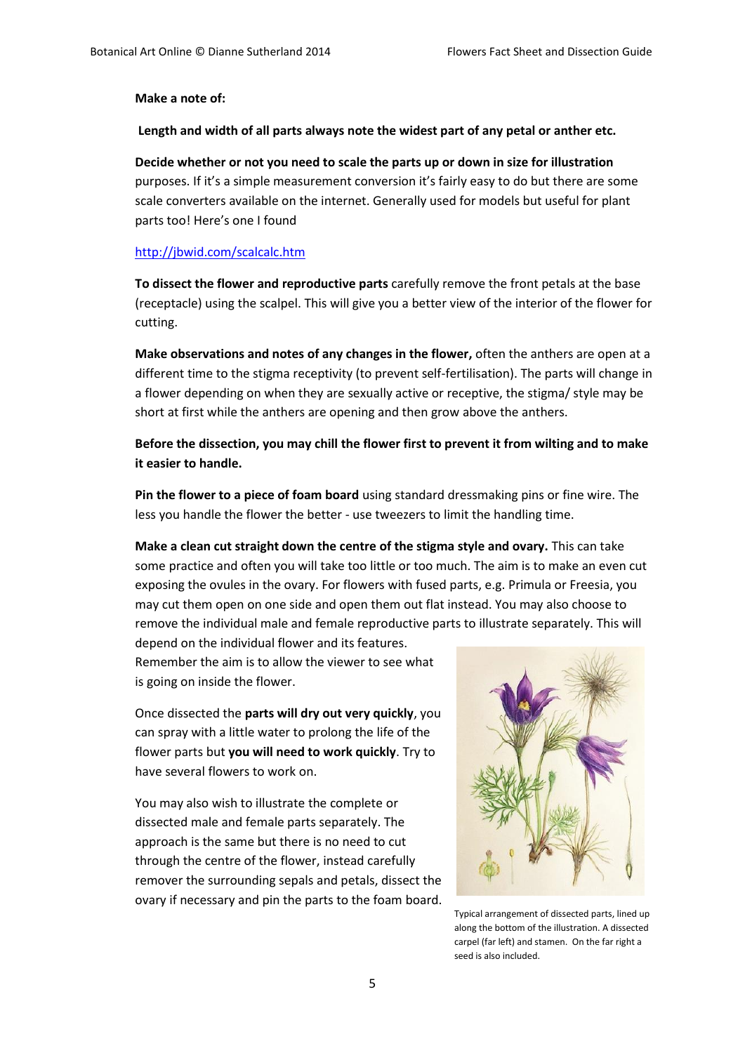**Make a note of:**

**Length and width of all parts always note the widest part of any petal or anther etc.**

**Decide whether or not you need to scale the parts up or down in size for illustration** purposes. If it's a simple measurement conversion it's fairly easy to do but there are some scale converters available on the internet. Generally used for models but useful for plant parts too! Here's one I found

http://jbwid.com/scalcalc.htm

**To dissect the flower and reproductive parts** carefully remove the front petals at the base (receptacle) using the scalpel. This will give you a better view of the interior of the flower for cutting.

**Make observations and notes of any changes in the flower,** often the anthers are open at a different time to the stigma receptivity (to prevent self-fertilisation). The parts will change in a flower depending on when they are sexually active or receptive, the stigma/ style may be short at first while the anthers are opening and then grow above the anthers.

**Before the dissection, you may chill the flower first to prevent it from wilting and to make it easier to handle.**

**Pin the flower to a piece of foam board** using standard dressmaking pins or fine wire. The less you handle the flower the better - use tweezers to limit the handling time.

**Make a clean cut straight down the centre of the stigma style and ovary.** This can take some practice and often you will take too little or too much. The aim is to make an even cut exposing the ovules in the ovary. For flowers with fused parts, e.g. Primula or Freesia, you may cut them open on one side and open them out flat instead. You may also choose to remove the individual male and female reproductive parts to illustrate separately. This will depend on the individual flower and its features. Remember the aim is to allow the viewer to see what is going on inside the flower.

Once dissected the **parts will dry out very quickly**, you can spray with a little water to prolong the life of the flower parts but **you will need to work quickly**. Try to have several flowers to work on.

You may also wish to illustrate the complete or dissected male and female parts separately. The approach is the same but there is no need to cut through the centre of the flower, instead carefully remover the surrounding sepals and petals, dissect the ovary if necessary and pin the parts to the foam board.

Typical arrangement of dissected parts, lined up along the bottom of the illustration. A dissected carpel (far left) and stamen. On the far right a seed is also included.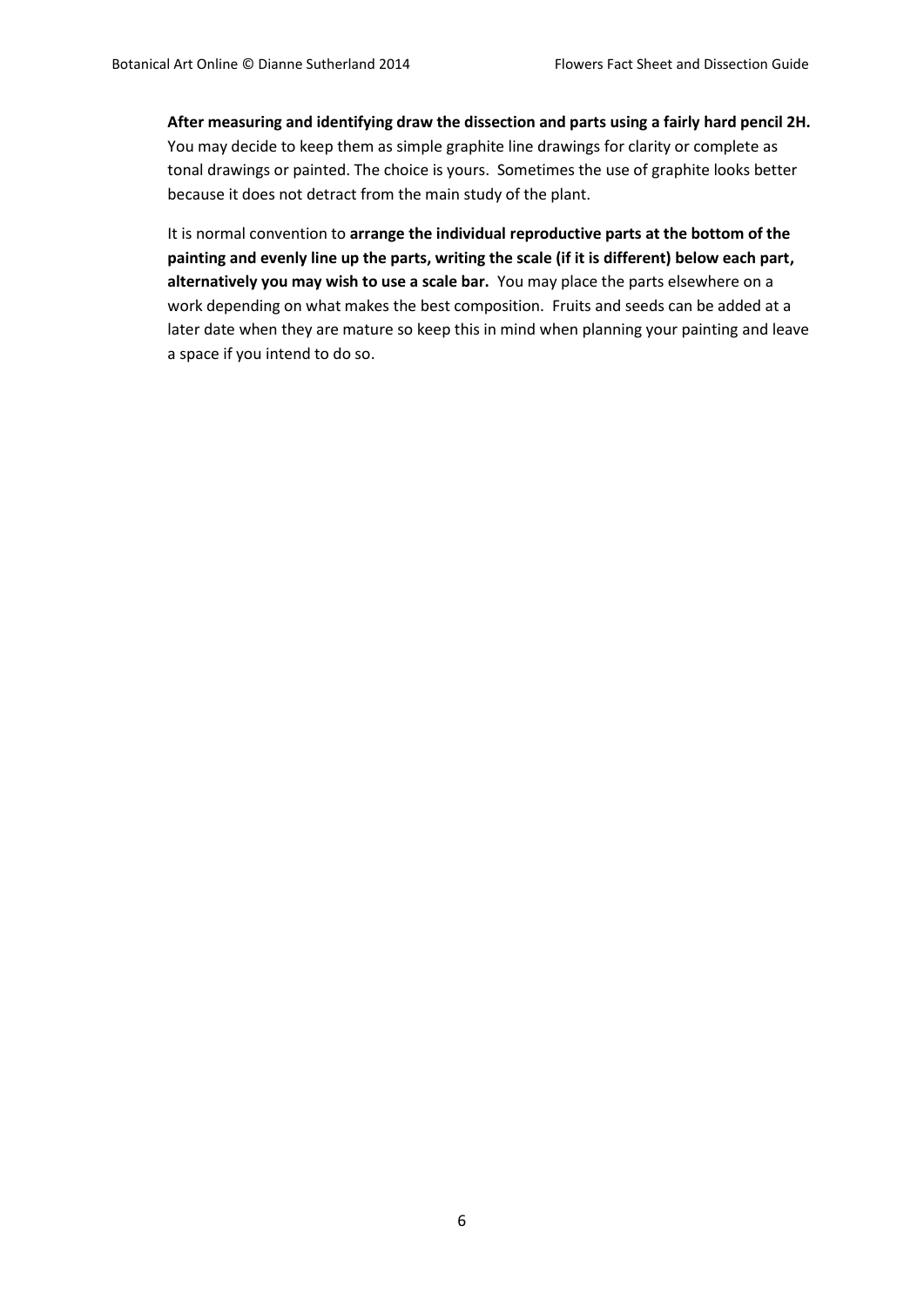**After measuring and identifying draw the dissection and parts using a fairly hard pencil 2H.** You may decide to keep them as simple graphite line drawings for clarity or complete as tonal drawings or painted. The choice is yours. Sometimes the use of graphite looks better because it does not detract from the main study of the plant.

It is normal convention to **arrange the individual reproductive parts at the bottom of the painting and evenly line up the parts, writing the scale (if it is different) below each part, alternatively you may wish to use a scale bar.** You may place the parts elsewhere on a work depending on what makes the best composition. Fruits and seeds can be added at a later date when they are mature so keep this in mind when planning your painting and leave a space if you intend to do so.